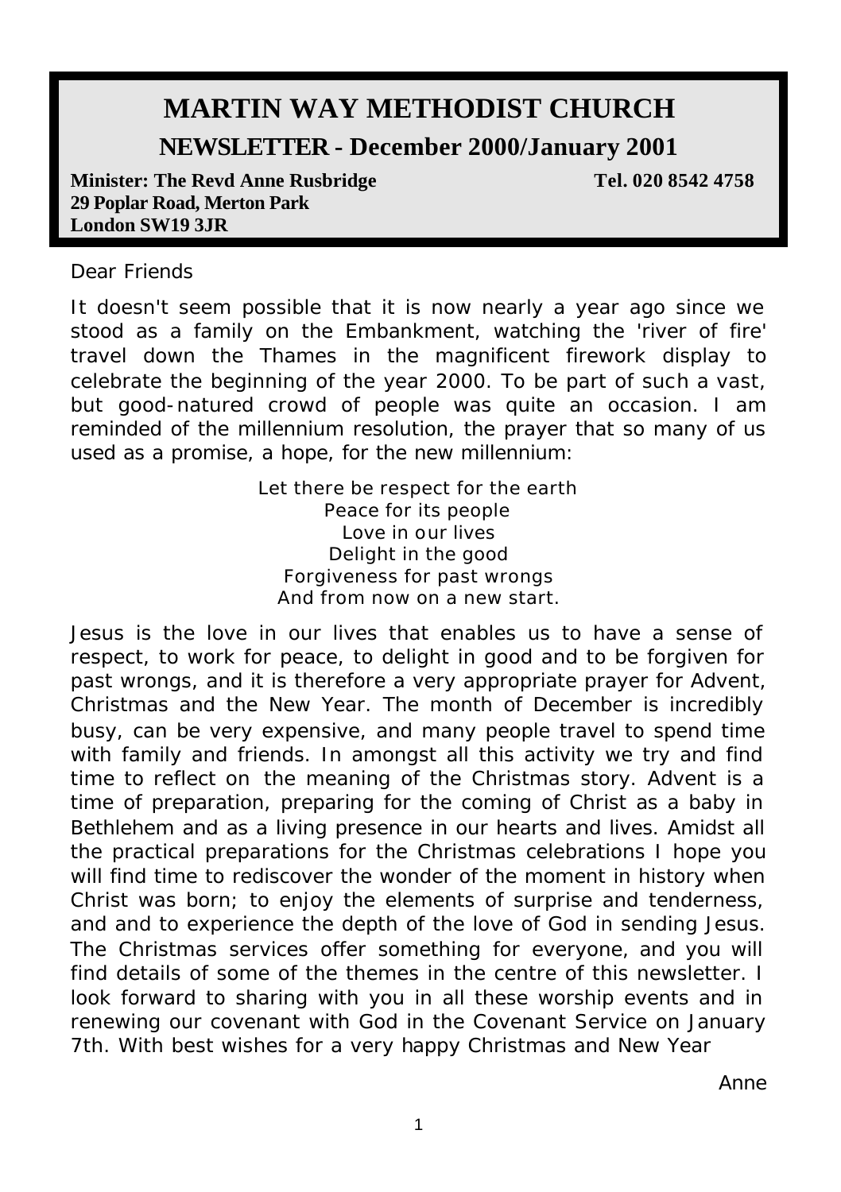# MARTIN WAY METHODIST CHURCH

## NEWSLETTER - December 2000/January 2001

**Minister: The Revd Anne Rusbridge** **Tel. 020 8542 4758**
**29 Poplar Road, Merton Park**
**London SW19 3JR**

Dear Friends

It doesn't seem possible that it is now nearly a year ago since we stood as a family on the Embankment, watching the 'river of fire' travel down the Thames in the magnificent firework display to celebrate the beginning of the year 2000. To be part of such a vast, but good-natured crowd of people was quite an occasion. I am reminded of the millennium resolution, the prayer that so many of us used as a promise, a hope, for the new millennium:

Let there be respect for the earth
Peace for its people
Love in our lives
Delight in the good
Forgiveness for past wrongs
And from now on a new start.

Jesus is the love in our lives that enables us to have a sense of respect, to work for peace, to delight in good and to be forgiven for past wrongs, and it is therefore a very appropriate prayer for Advent, Christmas and the New Year. The month of December is incredibly busy, can be very expensive, and many people travel to spend time with family and friends. In amongst all this activity we try and find time to reflect on the meaning of the Christmas story. Advent is a time of preparation, preparing for the coming of Christ as a baby in Bethlehem and as a living presence in our hearts and lives. Amidst all the practical preparations for the Christmas celebrations I hope you will find time to rediscover the wonder of the moment in history when Christ was born; to enjoy the elements of surprise and tenderness, and and to experience the depth of the love of God in sending Jesus. The Christmas services offer something for everyone, and you will find details of some of the themes in the centre of this newsletter. I look forward to sharing with you in all these worship events and in renewing our covenant with God in the Covenant Service on January 7th. With best wishes for a very happy Christmas and New Year

Anne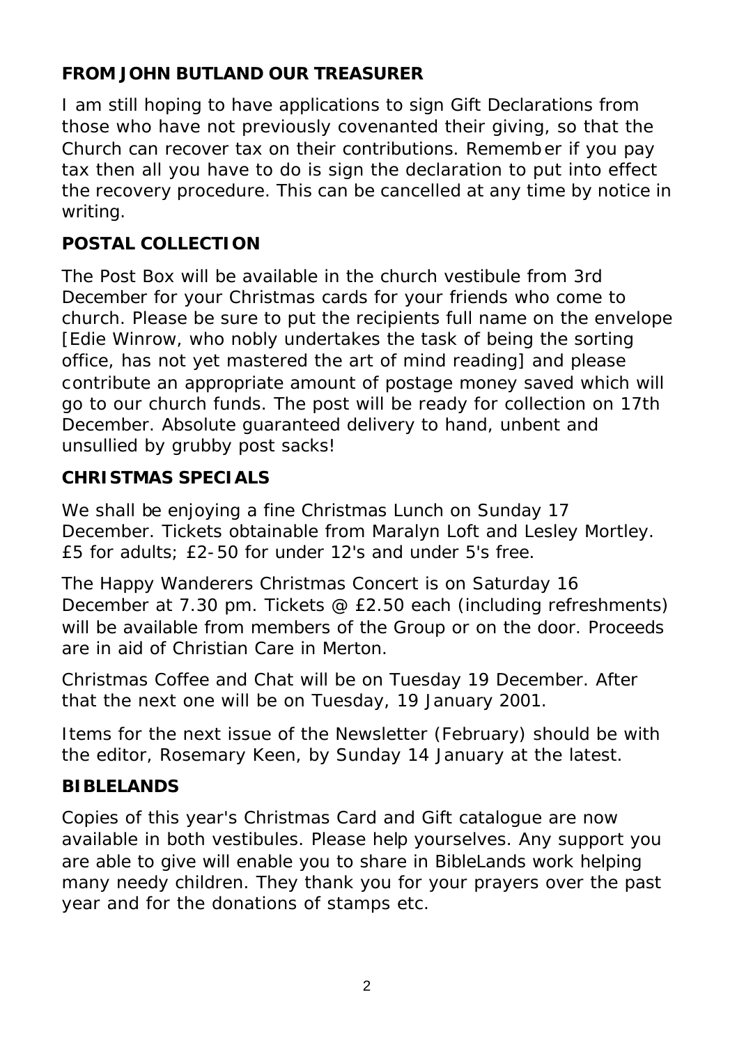## FROM JOHN BUTLAND OUR TREASURER

I am still hoping to have applications to sign Gift Declarations from those who have not previously covenanted their giving, so that the Church can recover tax on their contributions. Remember if you pay tax then all you have to do is sign the declaration to put into effect the recovery procedure. This can be cancelled at any time by notice in writing.

## POSTAL COLLECTION

The Post Box will be available in the church vestibule from 3rd December for your Christmas cards for your friends who come to church. Please be sure to put the recipients full name on the envelope [Edie Winrow, who nobly undertakes the task of being the sorting office, has not yet mastered the art of mind reading] and please contribute an appropriate amount of postage money saved which will go to our church funds. The post will be ready for collection on 17th December. Absolute guaranteed delivery to hand, unbent and unsullied by grubby post sacks!

## CHRISTMAS SPECIALS

We shall be enjoying a fine Christmas Lunch on Sunday 17 December. Tickets obtainable from Maralyn Loft and Lesley Mortley. £5 for adults; £2-50 for under 12's and under 5's free.

The Happy Wanderers Christmas Concert is on Saturday 16 December at 7.30 pm. Tickets @ £2.50 each (including refreshments) will be available from members of the Group or on the door. Proceeds are in aid of Christian Care in Merton.

Christmas Coffee and Chat will be on Tuesday 19 December. After that the next one will be on Tuesday, 19 January 2001.

Items for the next issue of the Newsletter (February) should be with the editor, Rosemary Keen, by Sunday 14 January at the latest.

## BIBLELANDS

Copies of this year's Christmas Card and Gift catalogue are now available in both vestibules. Please help yourselves. Any support you are able to give will enable you to share in BibleLands work helping many needy children. They thank you for your prayers over the past year and for the donations of stamps etc.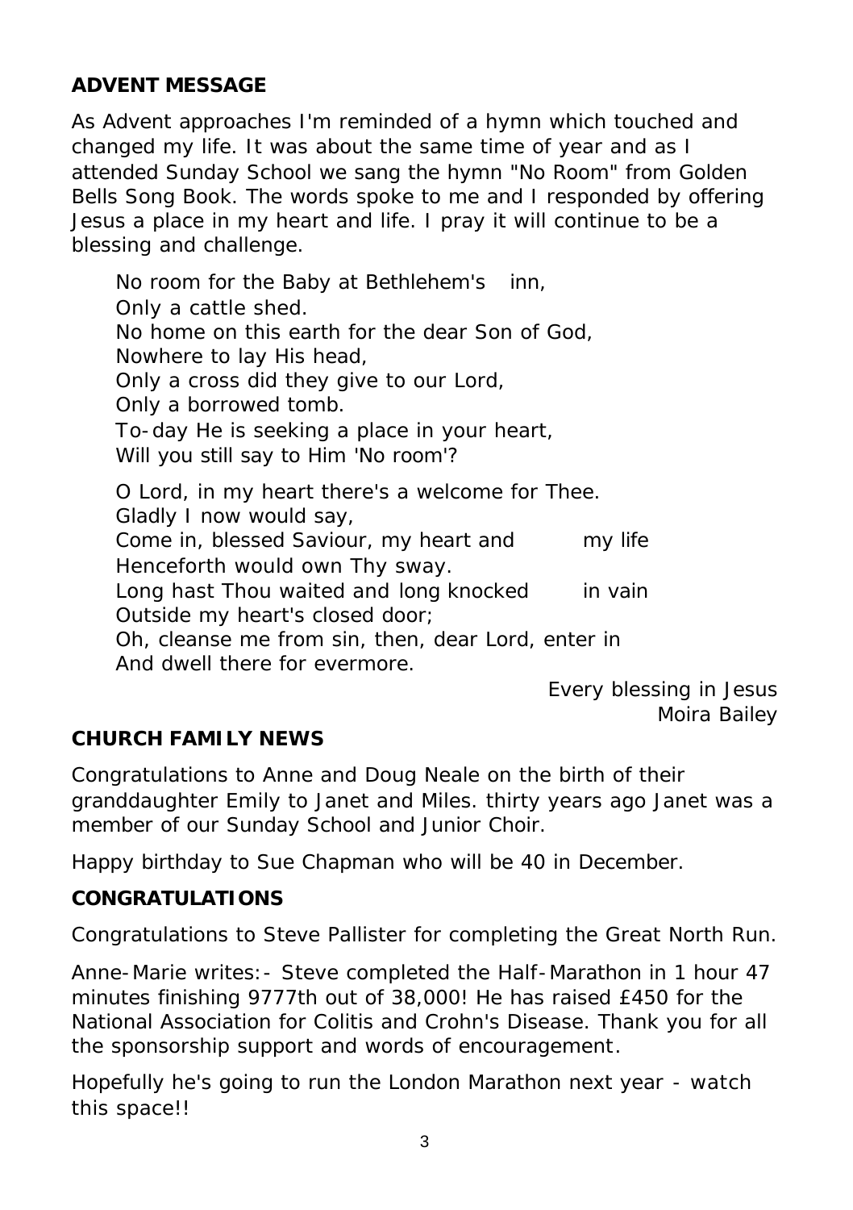## ADVENT MESSAGE

As Advent approaches I'm reminded of a hymn which touched and changed my life. It was about the same time of year and as I attended Sunday School we sang the hymn "No Room" from Golden Bells Song Book. The words spoke to me and I responded by offering Jesus a place in my heart and life. I pray it will continue to be a blessing and challenge.

> No room for the Baby at Bethlehem's inn,
> Only a cattle shed.
> No home on this earth for the dear Son of God,
> Nowhere to lay His head,
> Only a cross did they give to our Lord,
> Only a borrowed tomb.
> To-day He is seeking a place in your heart,
> Will you still say to Him 'No room'?
>
> O Lord, in my heart there's a welcome for Thee.
> Gladly I now would say,
> Come in, blessed Saviour, my heart and my life
> Henceforth would own Thy sway.
> Long hast Thou waited and long knocked in vain
> Outside my heart's closed door;
> Oh, cleanse me from sin, then, dear Lord, enter in
> And dwell there for evermore.

Every blessing in Jesus
Moira Bailey

## CHURCH FAMILY NEWS

Congratulations to Anne and Doug Neale on the birth of their granddaughter Emily to Janet and Miles. thirty years ago Janet was a member of our Sunday School and Junior Choir.

Happy birthday to Sue Chapman who will be 40 in December.

## CONGRATULATIONS

Congratulations to Steve Pallister for completing the Great North Run.

Anne-Marie writes:- Steve completed the Half-Marathon in 1 hour 47 minutes finishing 9777th out of 38,000! He has raised £450 for the National Association for Colitis and Crohn's Disease. Thank you for all the sponsorship support and words of encouragement.

Hopefully he's going to run the London Marathon next year - watch this space!!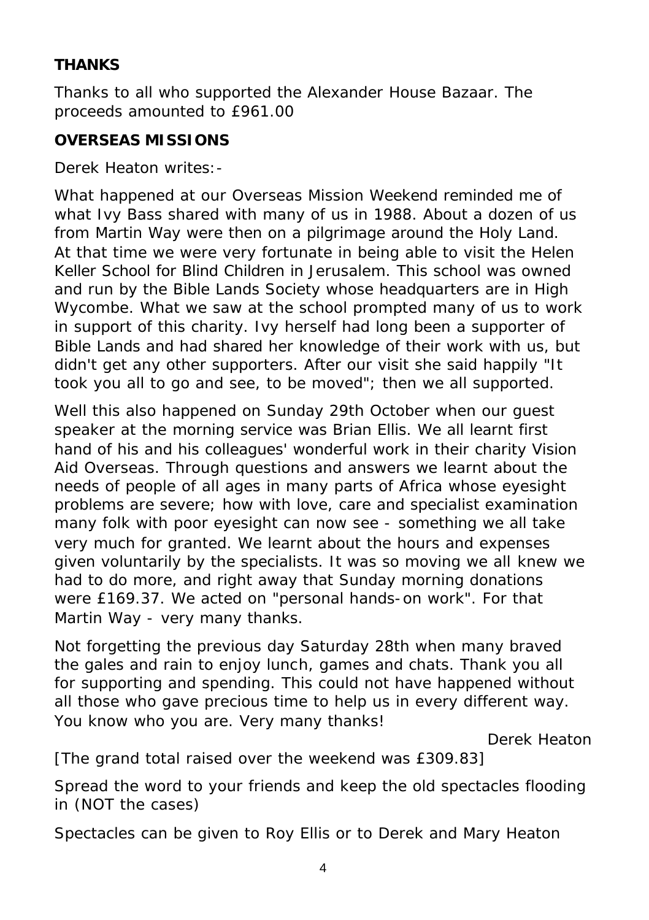**THANKS**

Thanks to all who supported the Alexander House Bazaar. The proceeds amounted to £961.00

**OVERSEAS MISSIONS**

Derek Heaton writes:-

What happened at our Overseas Mission Weekend reminded me of what Ivy Bass shared with many of us in 1988. About a dozen of us from Martin Way were then on a pilgrimage around the Holy Land. At that time we were very fortunate in being able to visit the Helen Keller School for Blind Children in Jerusalem. This school was owned and run by the Bible Lands Society whose headquarters are in High Wycombe. What we saw at the school prompted many of us to work in support of this charity. Ivy herself had long been a supporter of Bible Lands and had shared her knowledge of their work with us, but didn't get any other supporters. After our visit she said happily "It took you all to go and see, to be moved"; then we all supported.

Well this also happened on Sunday 29th October when our guest speaker at the morning service was Brian Ellis. We all learnt first hand of his and his colleagues' wonderful work in their charity Vision Aid Overseas. Through questions and answers we learnt about the needs of people of all ages in many parts of Africa whose eyesight problems are severe; how with love, care and specialist examination many folk with poor eyesight can now see - something we all take very much for granted. We learnt about the hours and expenses given voluntarily by the specialists. It was so moving we all knew we had to do more, and right away that Sunday morning donations were £169.37. We acted on "personal hands-on work". For that Martin Way - very many thanks.

Not forgetting the previous day Saturday 28th when many braved the gales and rain to enjoy lunch, games and chats. Thank you all for supporting and spending. This could not have happened without all those who gave precious time to help us in every different way. You know who you are. Very many thanks!

Derek Heaton

[The grand total raised over the weekend was £309.83]

Spread the word to your friends and keep the old spectacles flooding in (NOT the cases)

Spectacles can be given to Roy Ellis or to Derek and Mary Heaton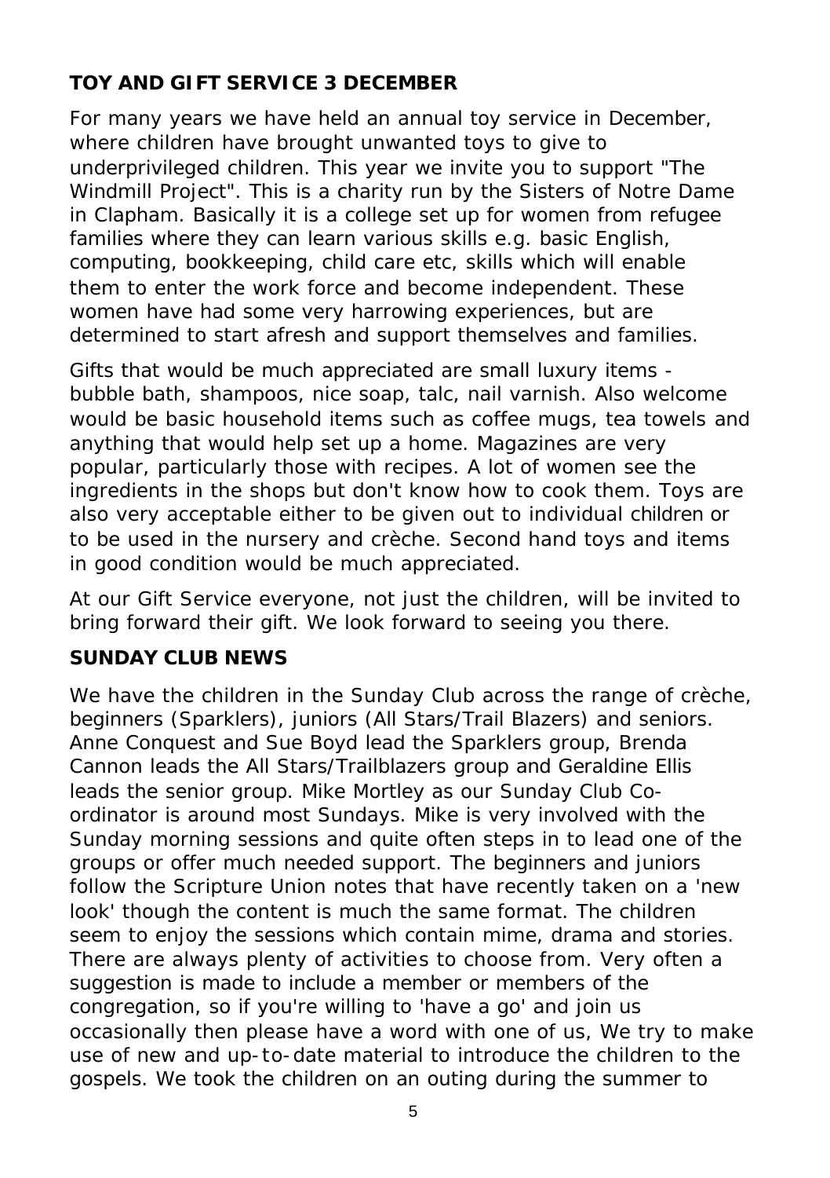## TOY AND GIFT SERVICE 3 DECEMBER

For many years we have held an annual toy service in December, where children have brought unwanted toys to give to underprivileged children. This year we invite you to support "The Windmill Project". This is a charity run by the Sisters of Notre Dame in Clapham. Basically it is a college set up for women from refugee families where they can learn various skills e.g. basic English, computing, bookkeeping, child care etc, skills which will enable them to enter the work force and become independent. These women have had some very harrowing experiences, but are determined to start afresh and support themselves and families.

Gifts that would be much appreciated are small luxury items - bubble bath, shampoos, nice soap, talc, nail varnish. Also welcome would be basic household items such as coffee mugs, tea towels and anything that would help set up a home. Magazines are very popular, particularly those with recipes. A lot of women see the ingredients in the shops but don't know how to cook them. Toys are also very acceptable either to be given out to individual children or to be used in the nursery and crèche. Second hand toys and items in good condition would be much appreciated.

At our Gift Service everyone, not just the children, will be invited to bring forward their gift. We look forward to seeing you there.

## SUNDAY CLUB NEWS

We have the children in the Sunday Club across the range of crèche, beginners (Sparklers), juniors (All Stars/Trail Blazers) and seniors. Anne Conquest and Sue Boyd lead the Sparklers group, Brenda Cannon leads the All Stars/Trailblazers group and Geraldine Ellis leads the senior group. Mike Mortley as our Sunday Club Co-ordinator is around most Sundays. Mike is very involved with the Sunday morning sessions and quite often steps in to lead one of the groups or offer much needed support. The beginners and juniors follow the Scripture Union notes that have recently taken on a 'new look' though the content is much the same format. The children seem to enjoy the sessions which contain mime, drama and stories. There are always plenty of activities to choose from. Very often a suggestion is made to include a member or members of the congregation, so if you're willing to 'have a go' and join us occasionally then please have a word with one of us, We try to make use of new and up-to-date material to introduce the children to the gospels. We took the children on an outing during the summer to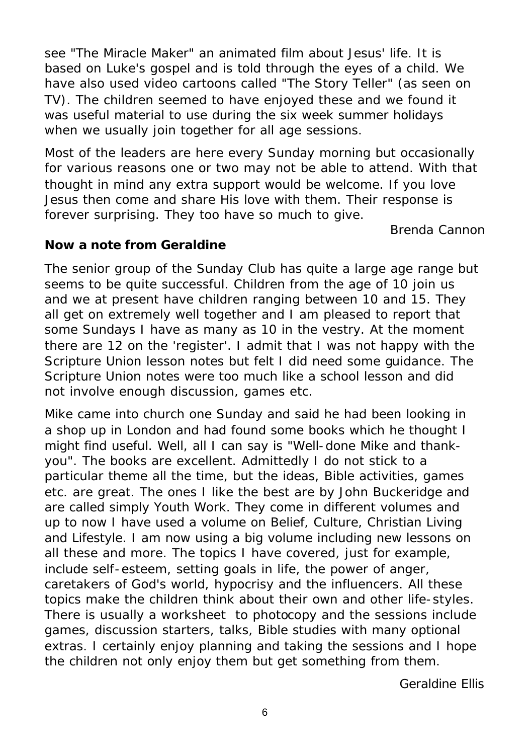see "The Miracle Maker" an animated film about Jesus' life. It is based on Luke's gospel and is told through the eyes of a child. We have also used video cartoons called "The Story Teller" (as seen on TV). The children seemed to have enjoyed these and we found it was useful material to use during the six week summer holidays when we usually join together for all age sessions.

Most of the leaders are here every Sunday morning but occasionally for various reasons one or two may not be able to attend. With that thought in mind any extra support would be welcome. If you love Jesus then come and share His love with them. Their response is forever surprising. They too have so much to give.

Brenda Cannon

**Now a note from Geraldine**

The senior group of the Sunday Club has quite a large age range but seems to be quite successful. Children from the age of 10 join us and we at present have children ranging between 10 and 15. They all get on extremely well together and I am pleased to report that some Sundays I have as many as 10 in the vestry. At the moment there are 12 on the 'register'. I admit that I was not happy with the Scripture Union lesson notes but felt I did need some guidance. The Scripture Union notes were too much like a school lesson and did not involve enough discussion, games etc.

Mike came into church one Sunday and said he had been looking in a shop up in London and had found some books which he thought I might find useful. Well, all I can say is "Well-done Mike and thank-you". The books are excellent. Admittedly I do not stick to a particular theme all the time, but the ideas, Bible activities, games etc. are great. The ones I like the best are by John Buckeridge and are called simply Youth Work. They come in different volumes and up to now I have used a volume on Belief, Culture, Christian Living and Lifestyle. I am now using a big volume including new lessons on all these and more. The topics I have covered, just for example, include self-esteem, setting goals in life, the power of anger, caretakers of God's world, hypocrisy and the influencers. All these topics make the children think about their own and other life-styles. There is usually a worksheet to photocopy and the sessions include games, discussion starters, talks, Bible studies with many optional extras. I certainly enjoy planning and taking the sessions and I hope the children not only enjoy them but get something from them.

Geraldine Ellis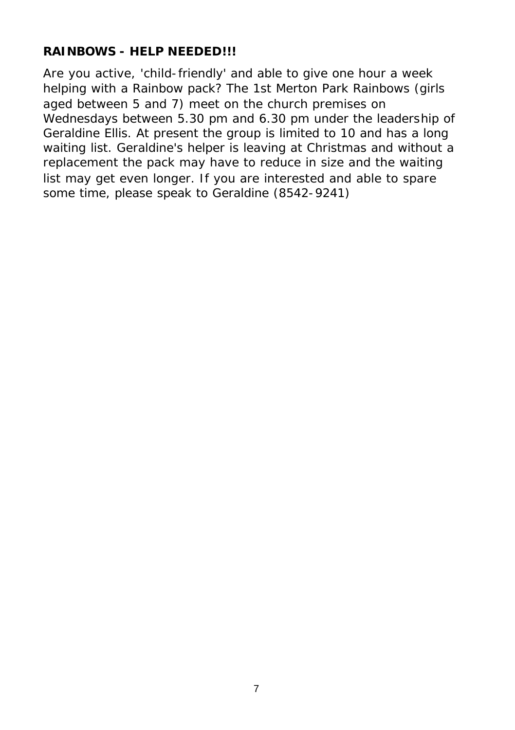**RAINBOWS - HELP NEEDED!!!**

Are you active, 'child-friendly' and able to give one hour a week helping with a Rainbow pack? The 1st Merton Park Rainbows (girls aged between 5 and 7) meet on the church premises on Wednesdays between 5.30 pm and 6.30 pm under the leadership of Geraldine Ellis. At present the group is limited to 10 and has a long waiting list. Geraldine's helper is leaving at Christmas and without a replacement the pack may have to reduce in size and the waiting list may get even longer. If you are interested and able to spare some time, please speak to Geraldine (8542-9241)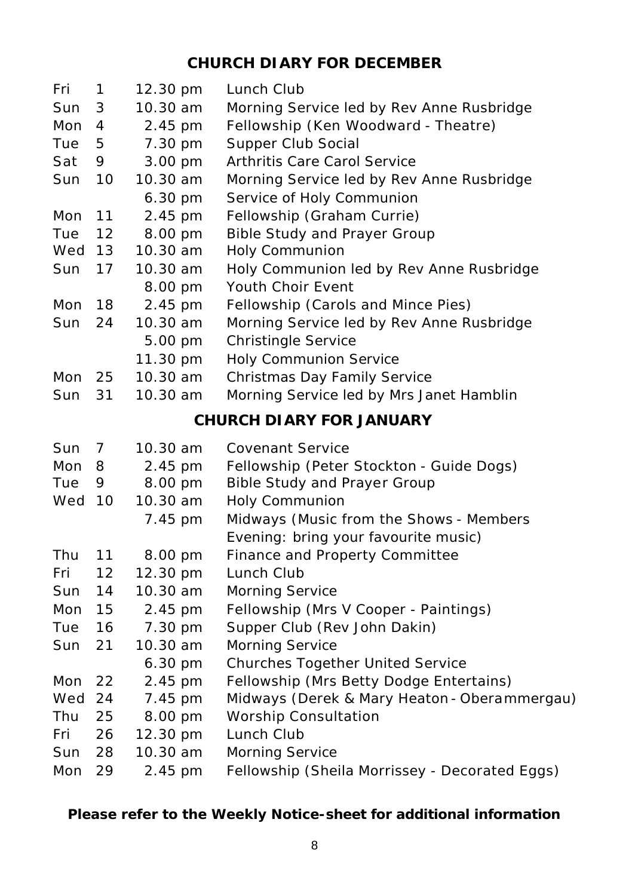## CHURCH DIARY FOR DECEMBER

| | | | |
|---|---|---|---|
| Fri | 1 | 12.30 pm | Lunch Club |
| Sun | 3 | 10.30 am | Morning Service led by Rev Anne Rusbridge |
| Mon | 4 | 2.45 pm | Fellowship (Ken Woodward - Theatre) |
| Tue | 5 | 7.30 pm | Supper Club Social |
| Sat | 9 | 3.00 pm | Arthritis Care Carol Service |
| Sun | 10 | 10.30 am | Morning Service led by Rev Anne Rusbridge |
| | | 6.30 pm | Service of Holy Communion |
| Mon | 11 | 2.45 pm | Fellowship (Graham Currie) |
| Tue | 12 | 8.00 pm | Bible Study and Prayer Group |
| Wed | 13 | 10.30 am | Holy Communion |
| Sun | 17 | 10.30 am | Holy Communion led by Rev Anne Rusbridge |
| | | 8.00 pm | Youth Choir Event |
| Mon | 18 | 2.45 pm | Fellowship (Carols and Mince Pies) |
| Sun | 24 | 10.30 am | Morning Service led by Rev Anne Rusbridge |
| | | 5.00 pm | Christingle Service |
| | | 11.30 pm | Holy Communion Service |
| Mon | 25 | 10.30 am | Christmas Day Family Service |
| Sun | 31 | 10.30 am | Morning Service led by Mrs Janet Hamblin |

## CHURCH DIARY FOR JANUARY

| | | | |
|---|---|---|---|
| Sun | 7 | 10.30 am | Covenant Service |
| Mon | 8 | 2.45 pm | Fellowship (Peter Stockton - Guide Dogs) |
| Tue | 9 | 8.00 pm | Bible Study and Prayer Group |
| Wed | 10 | 10.30 am | Holy Communion |
| | | 7.45 pm | Midways (Music from the Shows - Members Evening: bring your favourite music) |
| Thu | 11 | 8.00 pm | Finance and Property Committee |
| Fri | 12 | 12.30 pm | Lunch Club |
| Sun | 14 | 10.30 am | Morning Service |
| Mon | 15 | 2.45 pm | Fellowship (Mrs V Cooper - Paintings) |
| Tue | 16 | 7.30 pm | Supper Club (Rev John Dakin) |
| Sun | 21 | 10.30 am | Morning Service |
| | | 6.30 pm | Churches Together United Service |
| Mon | 22 | 2.45 pm | Fellowship (Mrs Betty Dodge Entertains) |
| Wed | 24 | 7.45 pm | Midways (Derek & Mary Heaton - Oberammergau) |
| Thu | 25 | 8.00 pm | Worship Consultation |
| Fri | 26 | 12.30 pm | Lunch Club |
| Sun | 28 | 10.30 am | Morning Service |
| Mon | 29 | 2.45 pm | Fellowship (Sheila Morrissey - Decorated Eggs) |

**Please refer to the Weekly Notice-sheet for additional information**